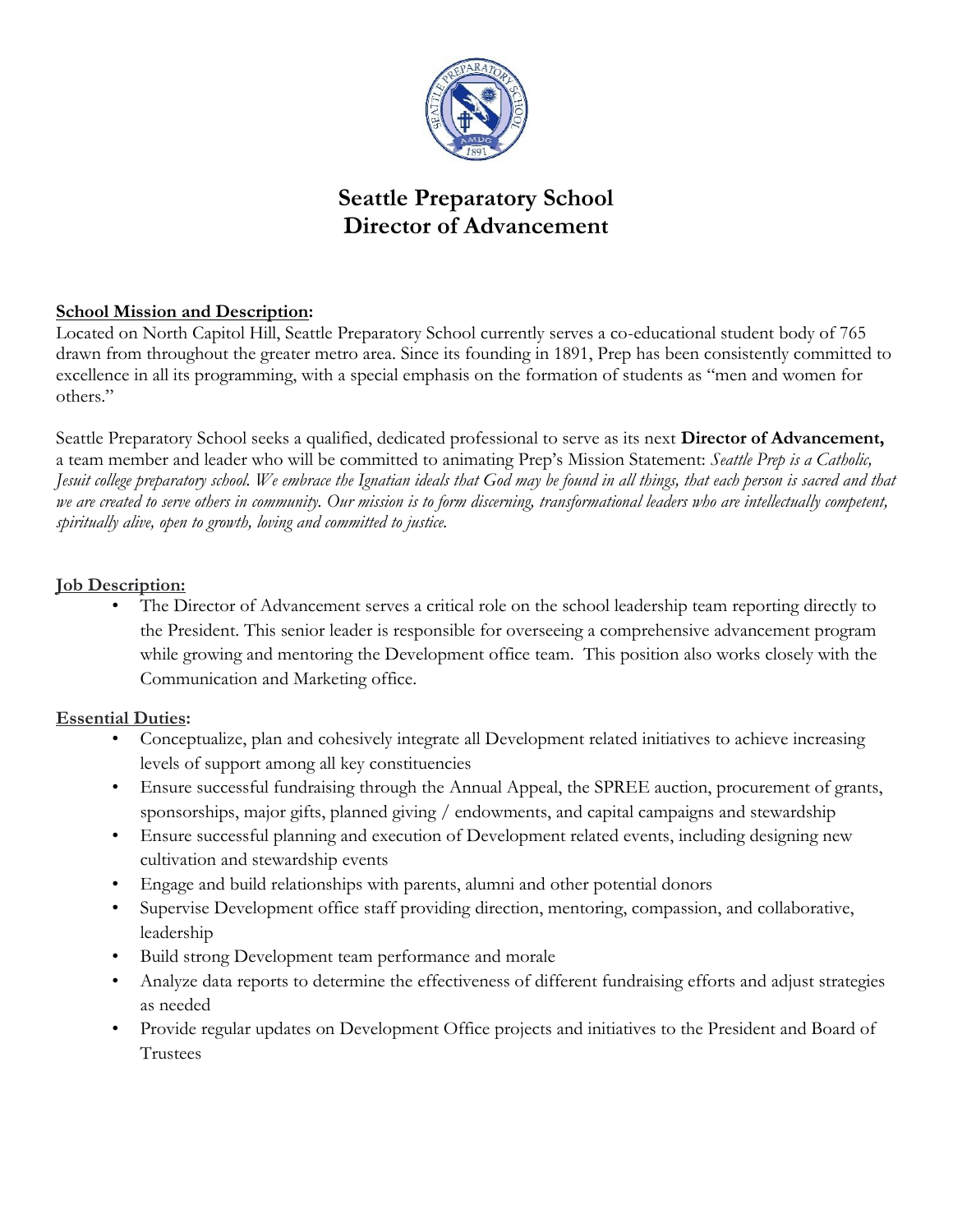# Seattle Preparatory School
# Director of Advancement

**School Mission and Description:**
Located on North Capitol Hill, Seattle Preparatory School currently serves a co-educational student body of 765 drawn from throughout the greater metro area. Since its founding in 1891, Prep has been consistently committed to excellence in all its programming, with a special emphasis on the formation of students as "men and women for others."

Seattle Preparatory School seeks a qualified, dedicated professional to serve as its next **Director of Advancement,** a team member and leader who will be committed to animating Prep's Mission Statement: *Seattle Prep is a Catholic, Jesuit college preparatory school. We embrace the Ignatian ideals that God may be found in all things, that each person is sacred and that we are created to serve others in community. Our mission is to form discerning, transformational leaders who are intellectually competent, spiritually alive, open to growth, loving and committed to justice.*

**Job Description:**

- The Director of Advancement serves a critical role on the school leadership team reporting directly to the President. This senior leader is responsible for overseeing a comprehensive advancement program while growing and mentoring the Development office team. This position also works closely with the Communication and Marketing office.

**Essential Duties:**

- Conceptualize, plan and cohesively integrate all Development related initiatives to achieve increasing levels of support among all key constituencies
- Ensure successful fundraising through the Annual Appeal, the SPREE auction, procurement of grants, sponsorships, major gifts, planned giving / endowments, and capital campaigns and stewardship
- Ensure successful planning and execution of Development related events, including designing new cultivation and stewardship events
- Engage and build relationships with parents, alumni and other potential donors
- Supervise Development office staff providing direction, mentoring, compassion, and collaborative, leadership
- Build strong Development team performance and morale
- Analyze data reports to determine the effectiveness of different fundraising efforts and adjust strategies as needed
- Provide regular updates on Development Office projects and initiatives to the President and Board of Trustees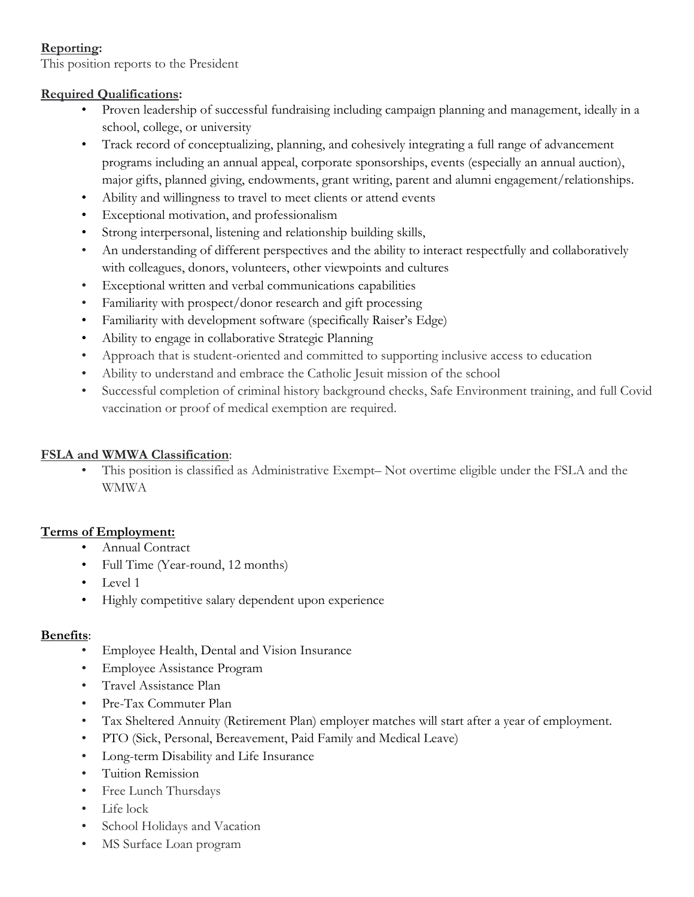**Reporting:**
This position reports to the President

**Required Qualifications:**

- Proven leadership of successful fundraising including campaign planning and management, ideally in a school, college, or university
- Track record of conceptualizing, planning, and cohesively integrating a full range of advancement programs including an annual appeal, corporate sponsorships, events (especially an annual auction), major gifts, planned giving, endowments, grant writing, parent and alumni engagement/relationships.
- Ability and willingness to travel to meet clients or attend events
- Exceptional motivation, and professionalism
- Strong interpersonal, listening and relationship building skills,
- An understanding of different perspectives and the ability to interact respectfully and collaboratively with colleagues, donors, volunteers, other viewpoints and cultures
- Exceptional written and verbal communications capabilities
- Familiarity with prospect/donor research and gift processing
- Familiarity with development software (specifically Raiser's Edge)
- Ability to engage in collaborative Strategic Planning
- Approach that is student-oriented and committed to supporting inclusive access to education
- Ability to understand and embrace the Catholic Jesuit mission of the school
- Successful completion of criminal history background checks, Safe Environment training, and full Covid vaccination or proof of medical exemption are required.

**FSLA and WMWA Classification**:

- This position is classified as Administrative Exempt– Not overtime eligible under the FSLA and the WMWA

**Terms of Employment:**

- Annual Contract
- Full Time (Year-round, 12 months)
- Level 1
- Highly competitive salary dependent upon experience

**Benefits**:

- Employee Health, Dental and Vision Insurance
- Employee Assistance Program
- Travel Assistance Plan
- Pre-Tax Commuter Plan
- Tax Sheltered Annuity (Retirement Plan) employer matches will start after a year of employment.
- PTO (Sick, Personal, Bereavement, Paid Family and Medical Leave)
- Long-term Disability and Life Insurance
- Tuition Remission
- Free Lunch Thursdays
- Life lock
- School Holidays and Vacation
- MS Surface Loan program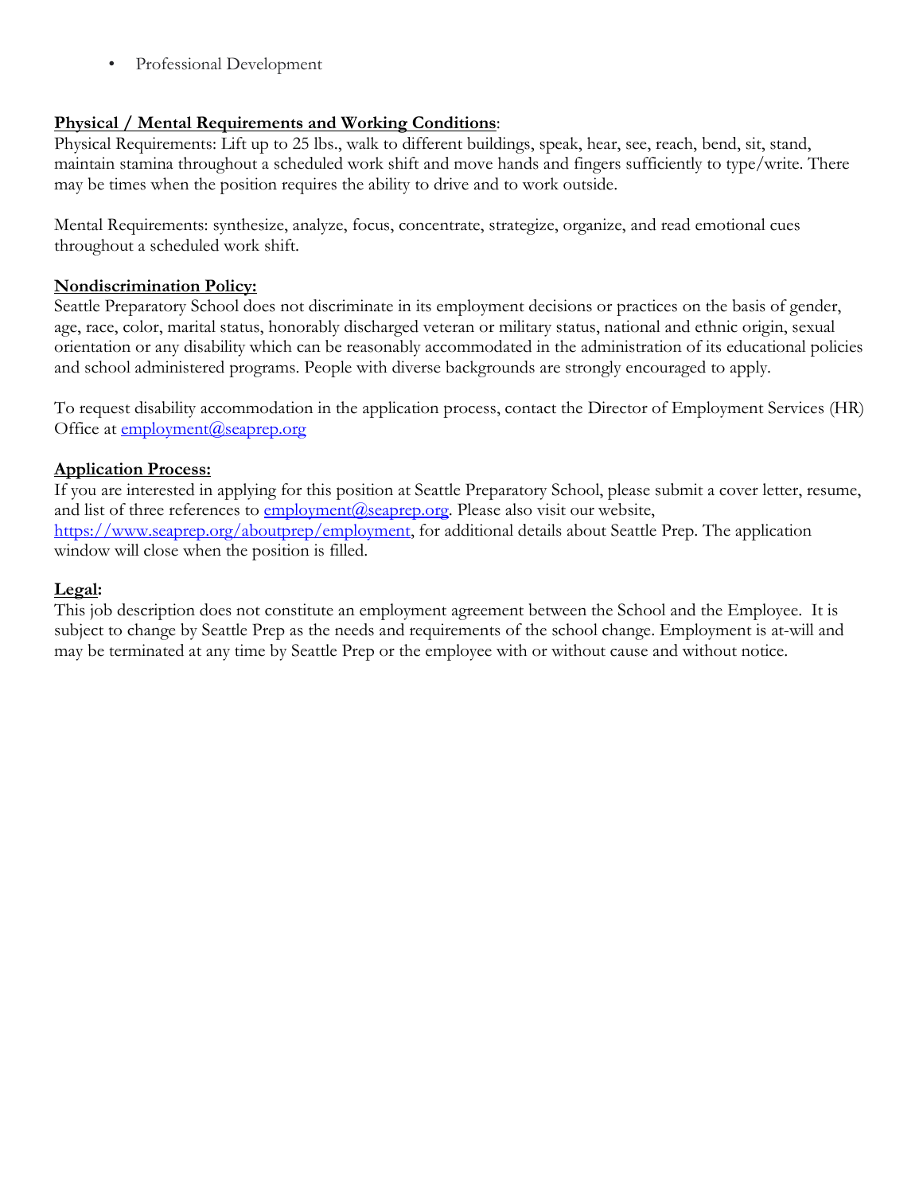- Professional Development

**Physical / Mental Requirements and Working Conditions**:
Physical Requirements: Lift up to 25 lbs., walk to different buildings, speak, hear, see, reach, bend, sit, stand, maintain stamina throughout a scheduled work shift and move hands and fingers sufficiently to type/write. There may be times when the position requires the ability to drive and to work outside.

Mental Requirements: synthesize, analyze, focus, concentrate, strategize, organize, and read emotional cues throughout a scheduled work shift.

**Nondiscrimination Policy:**
Seattle Preparatory School does not discriminate in its employment decisions or practices on the basis of gender, age, race, color, marital status, honorably discharged veteran or military status, national and ethnic origin, sexual orientation or any disability which can be reasonably accommodated in the administration of its educational policies and school administered programs. People with diverse backgrounds are strongly encouraged to apply.

To request disability accommodation in the application process, contact the Director of Employment Services (HR) Office at employment@seaprep.org

**Application Process:**
If you are interested in applying for this position at Seattle Preparatory School, please submit a cover letter, resume, and list of three references to employment@seaprep.org. Please also visit our website, https://www.seaprep.org/aboutprep/employment, for additional details about Seattle Prep. The application window will close when the position is filled.

**Legal:**
This job description does not constitute an employment agreement between the School and the Employee. It is subject to change by Seattle Prep as the needs and requirements of the school change. Employment is at-will and may be terminated at any time by Seattle Prep or the employee with or without cause and without notice.